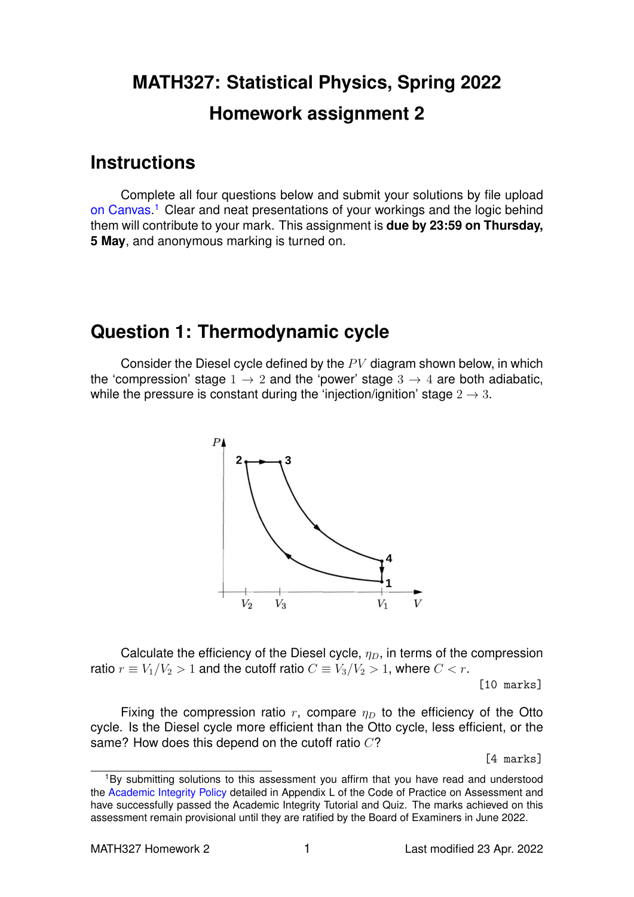# MATH327: Statistical Physics, Spring 2022

# Homework assignment 2

## Instructions

Complete all four questions below and submit your solutions by file upload on Canvas.[1] Clear and neat presentations of your workings and the logic behind them will contribute to your mark. This assignment is **due by 23:59 on Thursday, 5 May**, and anonymous marking is turned on.

## Question 1: Thermodynamic cycle

Consider the Diesel cycle defined by the $PV$ diagram shown below, in which the 'compression' stage $1 \to 2$ and the 'power' stage $3 \to 4$ are both adiabatic, while the pressure is constant during the 'injection/ignition' stage $2 \to 3$.

Calculate the efficiency of the Diesel cycle, $\eta_D$, in terms of the compression ratio $r \equiv V_1/V_2 > 1$ and the cutoff ratio $C \equiv V_3/V_2 > 1$, where $C < r$.

[10 marks]

Fixing the compression ratio $r$, compare $\eta_D$ to the efficiency of the Otto cycle. Is the Diesel cycle more efficient than the Otto cycle, less efficient, or the same? How does this depend on the cutoff ratio $C$?

[4 marks]

[1] By submitting solutions to this assessment you affirm that you have read and understood the Academic Integrity Policy detailed in Appendix L of the Code of Practice on Assessment and have successfully passed the Academic Integrity Tutorial and Quiz. The marks achieved on this assessment remain provisional until they are ratified by the Board of Examiners in June 2022.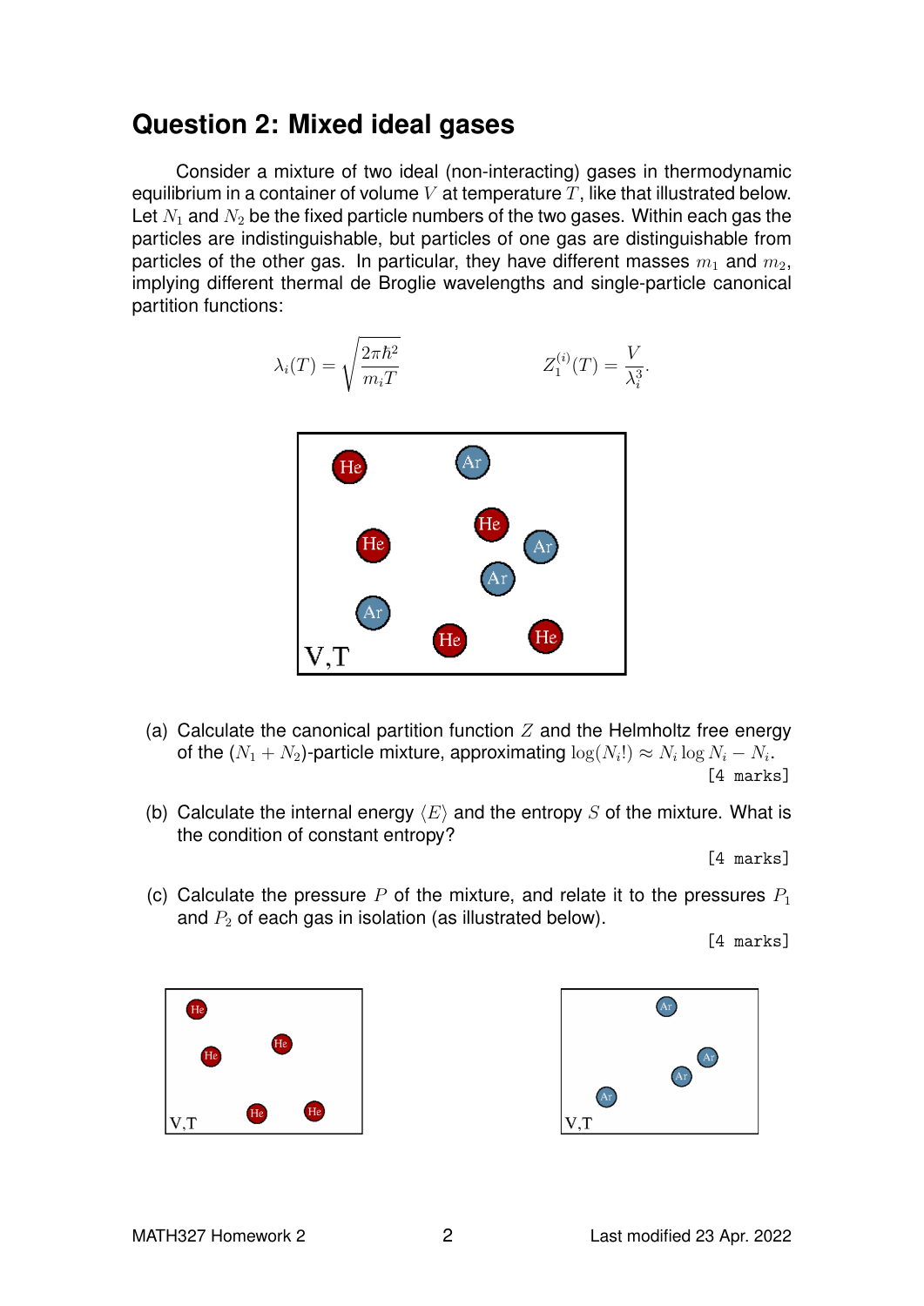## Question 2: Mixed ideal gases

Consider a mixture of two ideal (non-interacting) gases in thermodynamic equilibrium in a container of volume $V$ at temperature $T$, like that illustrated below. Let $N_1$ and $N_2$ be the fixed particle numbers of the two gases. Within each gas the particles are indistinguishable, but particles of one gas are distinguishable from particles of the other gas. In particular, they have different masses $m_1$ and $m_2$, implying different thermal de Broglie wavelengths and single-particle canonical partition functions:

$$\lambda_i(T) = \sqrt{\frac{2\pi\hbar^2}{m_i T}} \qquad\qquad Z_1^{(i)}(T) = \frac{V}{\lambda_i^3}.$$

(a) Calculate the canonical partition function $Z$ and the Helmholtz free energy of the $(N_1 + N_2)$-particle mixture, approximating $\log(N_i!) \approx N_i \log N_i - N_i$. [4 marks]

(b) Calculate the internal energy $\langle E \rangle$ and the entropy $S$ of the mixture. What is the condition of constant entropy? [4 marks]

(c) Calculate the pressure $P$ of the mixture, and relate it to the pressures $P_1$ and $P_2$ of each gas in isolation (as illustrated below). [4 marks]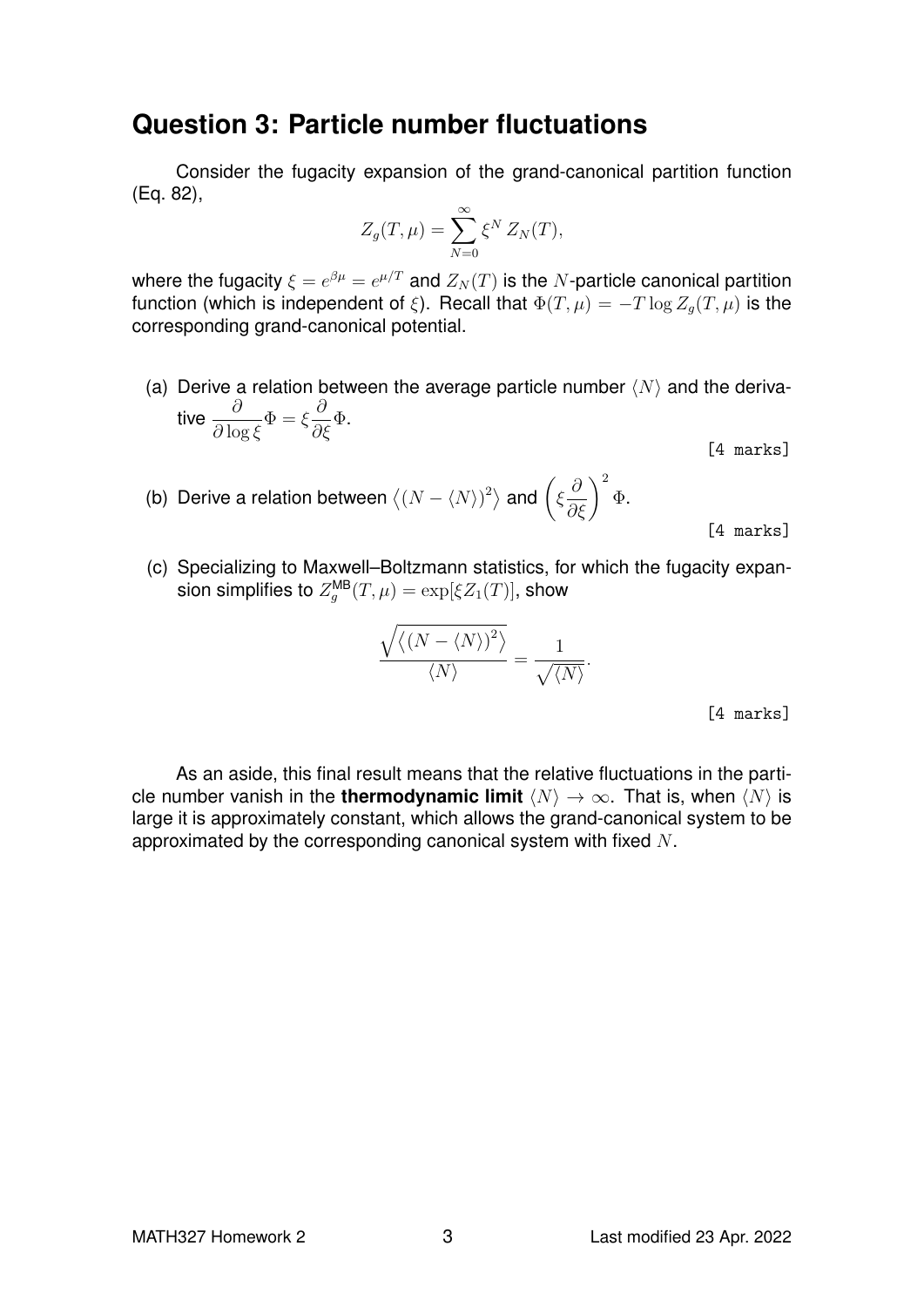## Question 3: Particle number fluctuations

Consider the fugacity expansion of the grand-canonical partition function (Eq. 82),

$$Z_g(T,\mu) = \sum_{N=0}^{\infty} \xi^N \, Z_N(T),$$

where the fugacity $\xi = e^{\beta\mu} = e^{\mu/T}$ and $Z_N(T)$ is the $N$-particle canonical partition function (which is independent of $\xi$). Recall that $\Phi(T,\mu) = -T \log Z_g(T,\mu)$ is the corresponding grand-canonical potential.

(a) Derive a relation between the average particle number $\langle N \rangle$ and the derivative $\dfrac{\partial}{\partial \log \xi}\Phi = \xi \dfrac{\partial}{\partial \xi}\Phi$.

[4 marks]

(b) Derive a relation between $\left\langle (N - \langle N \rangle)^2 \right\rangle$ and $\left(\xi \dfrac{\partial}{\partial \xi}\right)^2 \Phi$.

[4 marks]

(c) Specializing to Maxwell–Boltzmann statistics, for which the fugacity expansion simplifies to $Z_g^{\text{MB}}(T,\mu) = \exp[\xi Z_1(T)]$, show

$$\frac{\sqrt{\left\langle (N - \langle N \rangle)^2 \right\rangle}}{\langle N \rangle} = \frac{1}{\sqrt{\langle N \rangle}}.$$

[4 marks]

As an aside, this final result means that the relative fluctuations in the particle number vanish in the **thermodynamic limit** $\langle N \rangle \to \infty$. That is, when $\langle N \rangle$ is large it is approximately constant, which allows the grand-canonical system to be approximated by the corresponding canonical system with fixed $N$.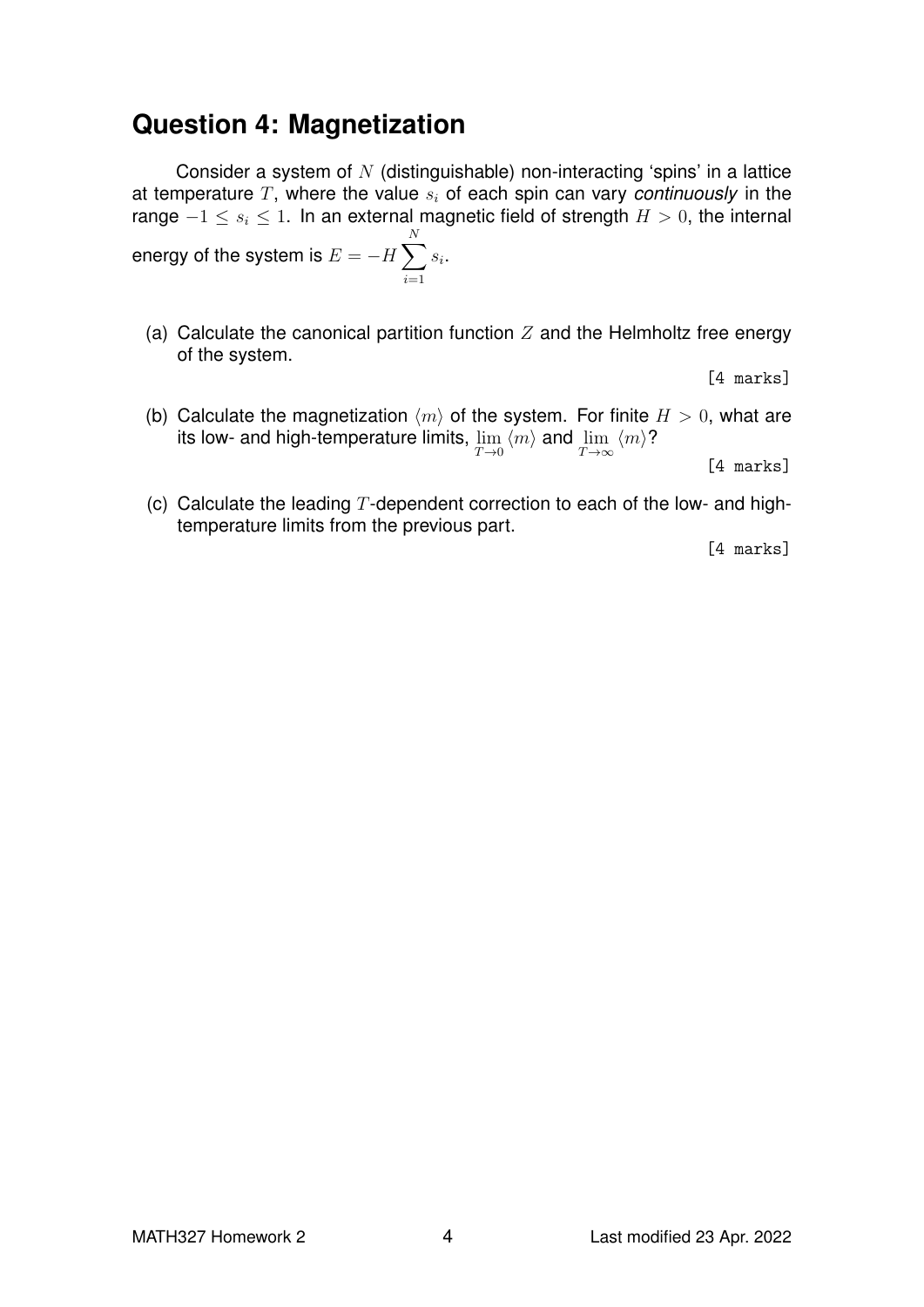## Question 4: Magnetization

Consider a system of $N$ (distinguishable) non-interacting 'spins' in a lattice at temperature $T$, where the value $s_i$ of each spin can vary *continuously* in the range $-1 \leq s_i \leq 1$. In an external magnetic field of strength $H > 0$, the internal energy of the system is $E = -H \sum_{i=1}^{N} s_i$.

(a) Calculate the canonical partition function $Z$ and the Helmholtz free energy of the system.

[4 marks]

(b) Calculate the magnetization $\langle m \rangle$ of the system. For finite $H > 0$, what are its low- and high-temperature limits, $\lim_{T \to 0} \langle m \rangle$ and $\lim_{T \to \infty} \langle m \rangle$?

[4 marks]

(c) Calculate the leading $T$-dependent correction to each of the low- and high-temperature limits from the previous part.

[4 marks]